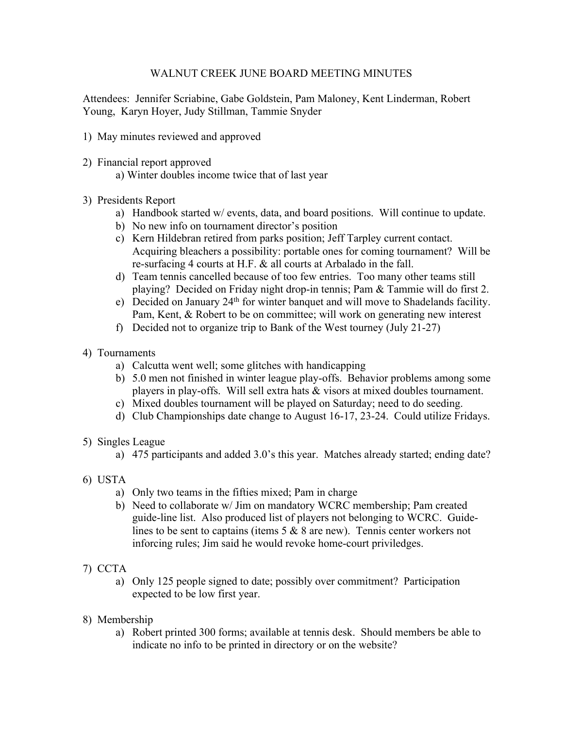# WALNUT CREEK JUNE BOARD MEETING MINUTES

Attendees: Jennifer Scriabine, Gabe Goldstein, Pam Maloney, Kent Linderman, Robert Young, Karyn Hoyer, Judy Stillman, Tammie Snyder

1) May minutes reviewed and approved

2) Financial report approved
   a) Winter doubles income twice that of last year

3) Presidents Report
   a) Handbook started w/ events, data, and board positions. Will continue to update.
   b) No new info on tournament director's position
   c) Kern Hildebran retired from parks position; Jeff Tarpley current contact. Acquiring bleachers a possibility: portable ones for coming tournament? Will be re-surfacing 4 courts at H.F. & all courts at Arbalado in the fall.
   d) Team tennis cancelled because of too few entries. Too many other teams still playing? Decided on Friday night drop-in tennis; Pam & Tammie will do first 2.
   e) Decided on January 24th for winter banquet and will move to Shadelands facility. Pam, Kent, & Robert to be on committee; will work on generating new interest
   f) Decided not to organize trip to Bank of the West tourney (July 21-27)

4) Tournaments
   a) Calcutta went well; some glitches with handicapping
   b) 5.0 men not finished in winter league play-offs. Behavior problems among some players in play-offs. Will sell extra hats & visors at mixed doubles tournament.
   c) Mixed doubles tournament will be played on Saturday; need to do seeding.
   d) Club Championships date change to August 16-17, 23-24. Could utilize Fridays.

5) Singles League
   a) 475 participants and added 3.0's this year. Matches already started; ending date?

6) USTA
   a) Only two teams in the fifties mixed; Pam in charge
   b) Need to collaborate w/ Jim on mandatory WCRC membership; Pam created guide-line list. Also produced list of players not belonging to WCRC. Guide-lines to be sent to captains (items 5 & 8 are new). Tennis center workers not inforcing rules; Jim said he would revoke home-court priviledges.

7) CCTA
   a) Only 125 people signed to date; possibly over commitment? Participation expected to be low first year.

8) Membership
   a) Robert printed 300 forms; available at tennis desk. Should members be able to indicate no info to be printed in directory or on the website?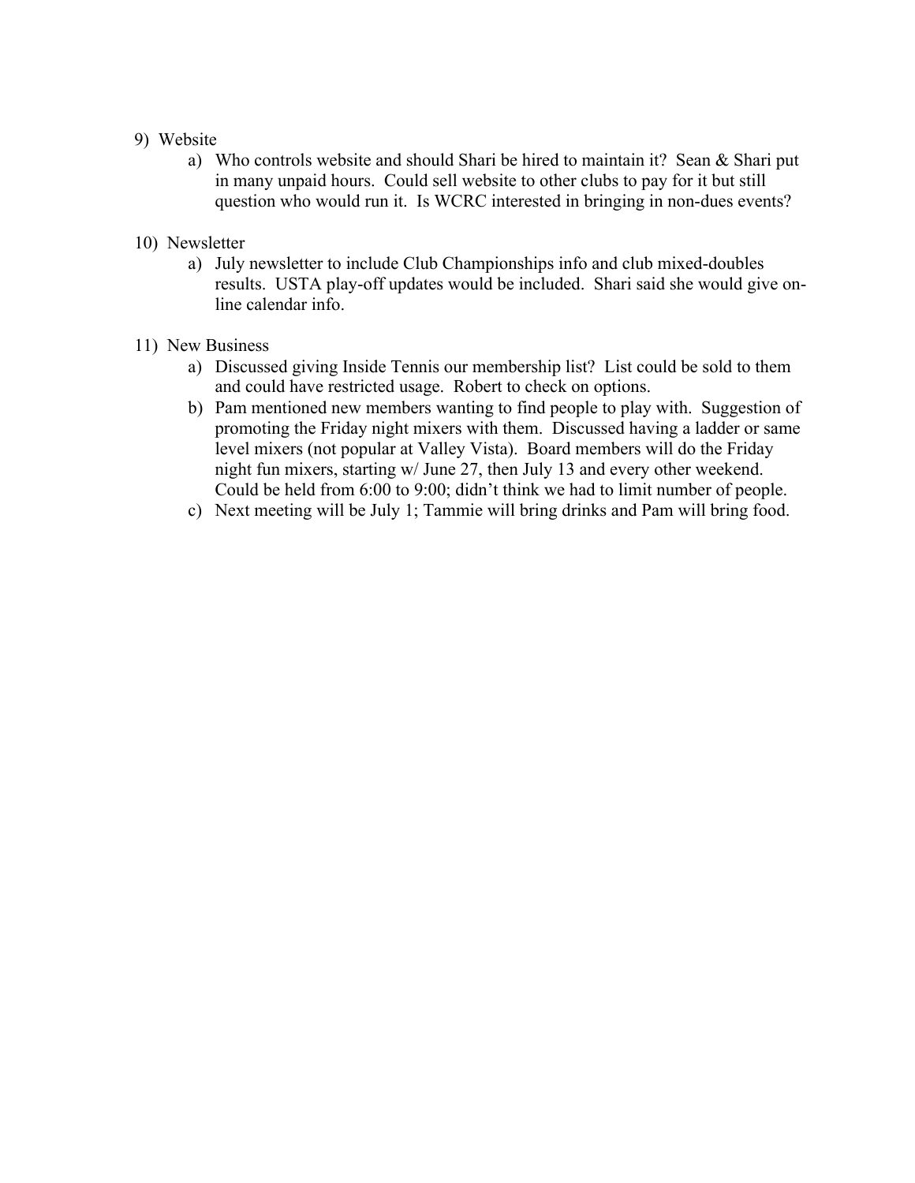9) Website
   a) Who controls website and should Shari be hired to maintain it? Sean & Shari put in many unpaid hours. Could sell website to other clubs to pay for it but still question who would run it. Is WCRC interested in bringing in non-dues events?

10) Newsletter
   a) July newsletter to include Club Championships info and club mixed-doubles results. USTA play-off updates would be included. Shari said she would give on-line calendar info.

11) New Business
   a) Discussed giving Inside Tennis our membership list? List could be sold to them and could have restricted usage. Robert to check on options.
   b) Pam mentioned new members wanting to find people to play with. Suggestion of promoting the Friday night mixers with them. Discussed having a ladder or same level mixers (not popular at Valley Vista). Board members will do the Friday night fun mixers, starting w/ June 27, then July 13 and every other weekend. Could be held from 6:00 to 9:00; didn't think we had to limit number of people.
   c) Next meeting will be July 1; Tammie will bring drinks and Pam will bring food.